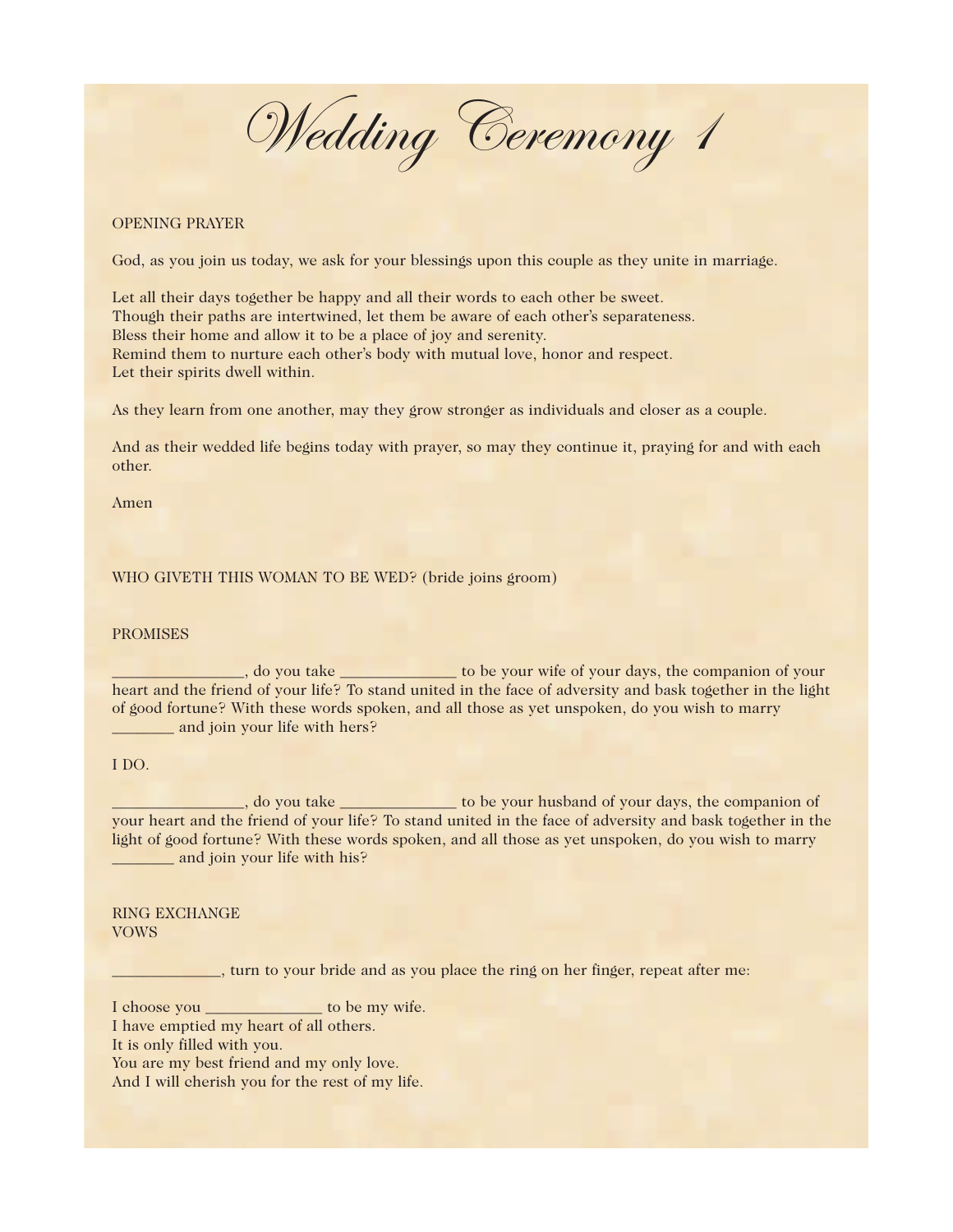# Wedding Ceremony 1

OPENING PRAYER

God, as you join us today, we ask for your blessings upon this couple as they unite in marriage.

Let all their days together be happy and all their words to each other be sweet.
Though their paths are intertwined, let them be aware of each other's separateness.
Bless their home and allow it to be a place of joy and serenity.
Remind them to nurture each other's body with mutual love, honor and respect.
Let their spirits dwell within.

As they learn from one another, may they grow stronger as individuals and closer as a couple.

And as their wedded life begins today with prayer, so may they continue it, praying for and with each other.

Amen

WHO GIVETH THIS WOMAN TO BE WED? (bride joins groom)

PROMISES

________________, do you take ______________ to be your wife of your days, the companion of your heart and the friend of your life? To stand united in the face of adversity and bask together in the light of good fortune? With these words spoken, and all those as yet unspoken, do you wish to marry ________ and join your life with hers?

I DO.

________________, do you take ______________ to be your husband of your days, the companion of your heart and the friend of your life? To stand united in the face of adversity and bask together in the light of good fortune? With these words spoken, and all those as yet unspoken, do you wish to marry ________ and join your life with his?

RING EXCHANGE
VOWS

_____________, turn to your bride and as you place the ring on her finger, repeat after me:

I choose you ______________ to be my wife.
I have emptied my heart of all others.
It is only filled with you.
You are my best friend and my only love.
And I will cherish you for the rest of my life.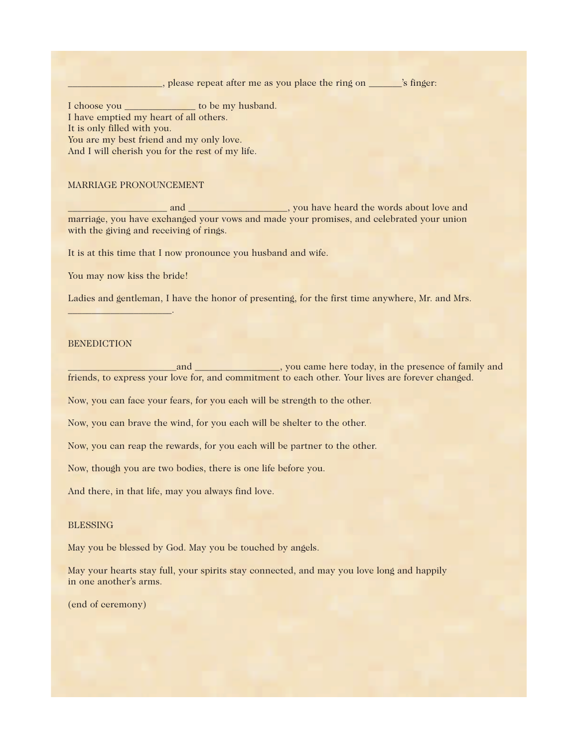___________________, please repeat after me as you place the ring on _______'s finger:

I choose you ______________ to be my husband.
I have emptied my heart of all others.
It is only filled with you.
You are my best friend and my only love.
And I will cherish you for the rest of my life.

## MARRIAGE PRONOUNCEMENT

____________________ and ____________________, you have heard the words about love and marriage, you have exchanged your vows and made your promises, and celebrated your union with the giving and receiving of rings.

It is at this time that I now pronounce you husband and wife.

You may now kiss the bride!

Ladies and gentleman, I have the honor of presenting, for the first time anywhere, Mr. and Mrs. _____________________.

## BENEDICTION

______________________and _________________, you came here today, in the presence of family and friends, to express your love for, and commitment to each other. Your lives are forever changed.

Now, you can face your fears, for you each will be strength to the other.

Now, you can brave the wind, for you each will be shelter to the other.

Now, you can reap the rewards, for you each will be partner to the other.

Now, though you are two bodies, there is one life before you.

And there, in that life, may you always find love.

## BLESSING

May you be blessed by God. May you be touched by angels.

May your hearts stay full, your spirits stay connected, and may you love long and happily in one another's arms.

(end of ceremony)